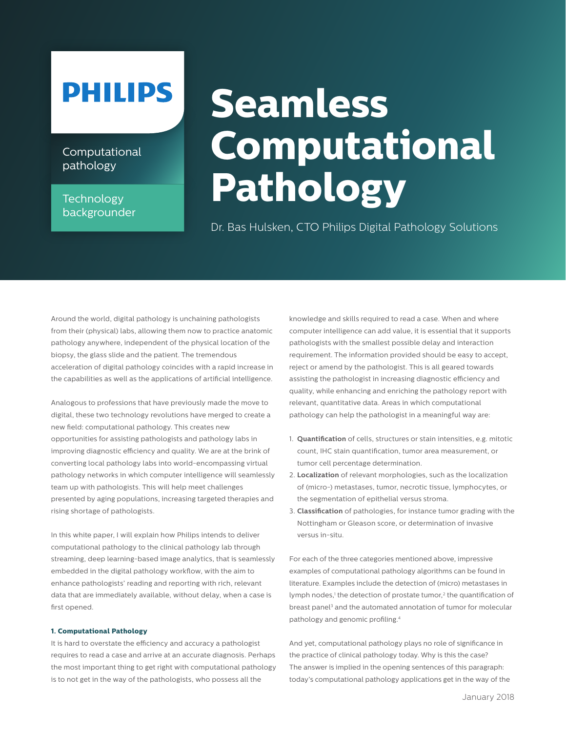PHILIPS

Computational pathology

Technology backgrounder

# Seamless Computational Pathology

Dr. Bas Hulsken, CTO Philips Digital Pathology Solutions

Around the world, digital pathology is unchaining pathologists from their (physical) labs, allowing them now to practice anatomic pathology anywhere, independent of the physical location of the biopsy, the glass slide and the patient. The tremendous acceleration of digital pathology coincides with a rapid increase in the capabilities as well as the applications of artificial intelligence.

Analogous to professions that have previously made the move to digital, these two technology revolutions have merged to create a new field: computational pathology. This creates new opportunities for assisting pathologists and pathology labs in improving diagnostic efficiency and quality. We are at the brink of converting local pathology labs into world-encompassing virtual pathology networks in which computer intelligence will seamlessly team up with pathologists. This will help meet challenges presented by aging populations, increasing targeted therapies and rising shortage of pathologists.

In this white paper, I will explain how Philips intends to deliver computational pathology to the clinical pathology lab through streaming, deep learning-based image analytics, that is seamlessly embedded in the digital pathology workflow, with the aim to enhance pathologists' reading and reporting with rich, relevant data that are immediately available, without delay, when a case is first opened.

#### 1. Computational Pathology

It is hard to overstate the efficiency and accuracy a pathologist requires to read a case and arrive at an accurate diagnosis. Perhaps the most important thing to get right with computational pathology is to not get in the way of the pathologists, who possess all the knowledge and skills required to read a case. When and where computer intelligence can add value, it is essential that it supports pathologists with the smallest possible delay and interaction requirement. The information provided should be easy to accept, reject or amend by the pathologist. This is all geared towards assisting the pathologist in increasing diagnostic efficiency and quality, while enhancing and enriching the pathology report with relevant, quantitative data. Areas in which computational pathology can help the pathologist in a meaningful way are:

1. **Quantification** of cells, structures or stain intensities, e.g. mitotic count, IHC stain quantification, tumor area measurement, or tumor cell percentage determination.
2. **Localization** of relevant morphologies, such as the localization of (micro-) metastases, tumor, necrotic tissue, lymphocytes, or the segmentation of epithelial versus stroma.
3. **Classification** of pathologies, for instance tumor grading with the Nottingham or Gleason score, or determination of invasive versus in-situ.

For each of the three categories mentioned above, impressive examples of computational pathology algorithms can be found in literature. Examples include the detection of (micro) metastases in lymph nodes,[1] the detection of prostate tumor,[2] the quantification of breast panel[3] and the automated annotation of tumor for molecular pathology and genomic profiling.[4]

And yet, computational pathology plays no role of significance in the practice of clinical pathology today. Why is this the case? The answer is implied in the opening sentences of this paragraph: today's computational pathology applications get in the way of the

January 2018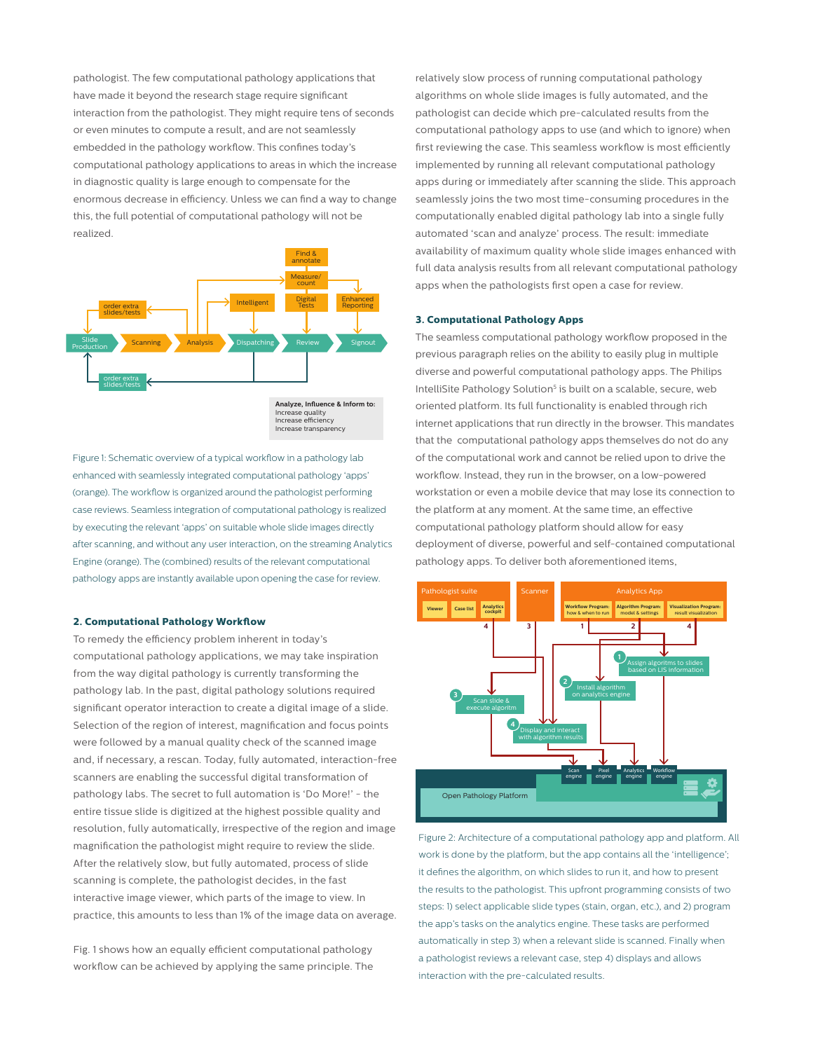pathologist. The few computational pathology applications that have made it beyond the research stage require significant interaction from the pathologist. They might require tens of seconds or even minutes to compute a result, and are not seamlessly embedded in the pathology workflow. This confines today's computational pathology applications to areas in which the increase in diagnostic quality is large enough to compensate for the enormous decrease in efficiency. Unless we can find a way to change this, the full potential of computational pathology will not be realized.

Figure 1: Schematic overview of a typical workflow in a pathology lab enhanced with seamlessly integrated computational pathology 'apps' (orange). The workflow is organized around the pathologist performing case reviews. Seamless integration of computational pathology is realized by executing the relevant 'apps' on suitable whole slide images directly after scanning, and without any user interaction, on the streaming Analytics Engine (orange). The (combined) results of the relevant computational pathology apps are instantly available upon opening the case for review.

## 2. Computational Pathology Workflow

To remedy the efficiency problem inherent in today's computational pathology applications, we may take inspiration from the way digital pathology is currently transforming the pathology lab. In the past, digital pathology solutions required significant operator interaction to create a digital image of a slide. Selection of the region of interest, magnification and focus points were followed by a manual quality check of the scanned image and, if necessary, a rescan. Today, fully automated, interaction-free scanners are enabling the successful digital transformation of pathology labs. The secret to full automation is 'Do More!' – the entire tissue slide is digitized at the highest possible quality and resolution, fully automatically, irrespective of the region and image magnification the pathologist might require to review the slide. After the relatively slow, but fully automated, process of slide scanning is complete, the pathologist decides, in the fast interactive image viewer, which parts of the image to view. In practice, this amounts to less than 1% of the image data on average.

Fig. 1 shows how an equally efficient computational pathology workflow can be achieved by applying the same principle. The relatively slow process of running computational pathology algorithms on whole slide images is fully automated, and the pathologist can decide which pre-calculated results from the computational pathology apps to use (and which to ignore) when first reviewing the case. This seamless workflow is most efficiently implemented by running all relevant computational pathology apps during or immediately after scanning the slide. This approach seamlessly joins the two most time-consuming procedures in the computationally enabled digital pathology lab into a single fully automated 'scan and analyze' process. The result: immediate availability of maximum quality whole slide images enhanced with full data analysis results from all relevant computational pathology apps when the pathologists first open a case for review.

## 3. Computational Pathology Apps

The seamless computational pathology workflow proposed in the previous paragraph relies on the ability to easily plug in multiple diverse and powerful computational pathology apps. The Philips IntelliSite Pathology Solution[5] is built on a scalable, secure, web oriented platform. Its full functionality is enabled through rich internet applications that run directly in the browser. This mandates that the computational pathology apps themselves do not do any of the computational work and cannot be relied upon to drive the workflow. Instead, they run in the browser, on a low-powered workstation or even a mobile device that may lose its connection to the platform at any moment. At the same time, an effective computational pathology platform should allow for easy deployment of diverse, powerful and self-contained computational pathology apps. To deliver both aforementioned items,

Figure 2: Architecture of a computational pathology app and platform. All work is done by the platform, but the app contains all the 'intelligence'; it defines the algorithm, on which slides to run it, and how to present the results to the pathologist. This upfront programming consists of two steps: 1) select applicable slide types (stain, organ, etc.), and 2) program the app's tasks on the analytics engine. These tasks are performed automatically in step 3) when a relevant slide is scanned. Finally when a pathologist reviews a relevant case, step 4) displays and allows interaction with the pre-calculated results.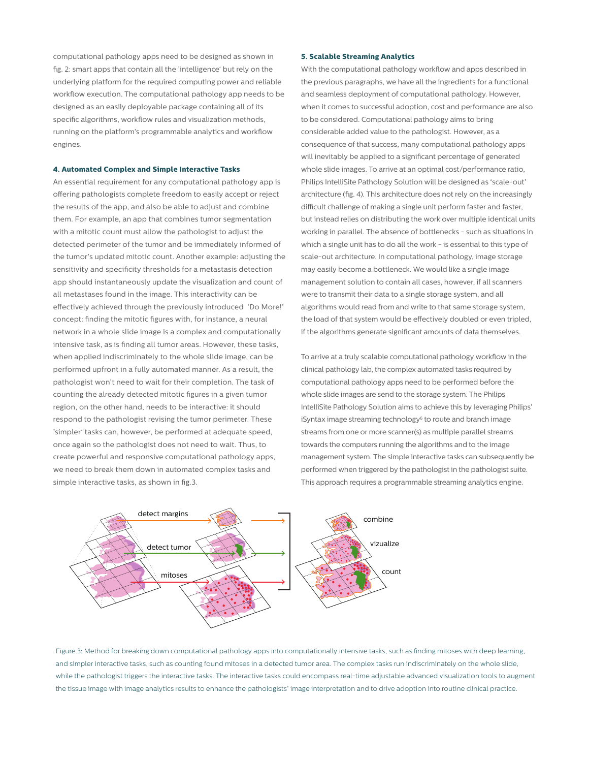computational pathology apps need to be designed as shown in fig. 2: smart apps that contain all the 'intelligence' but rely on the underlying platform for the required computing power and reliable workflow execution. The computational pathology app needs to be designed as an easily deployable package containing all of its specific algorithms, workflow rules and visualization methods, running on the platform's programmable analytics and workflow engines.

#### 4. Automated Complex and Simple Interactive Tasks

An essential requirement for any computational pathology app is offering pathologists complete freedom to easily accept or reject the results of the app, and also be able to adjust and combine them. For example, an app that combines tumor segmentation with a mitotic count must allow the pathologist to adjust the detected perimeter of the tumor and be immediately informed of the tumor's updated mitotic count. Another example: adjusting the sensitivity and specificity thresholds for a metastasis detection app should instantaneously update the visualization and count of all metastases found in the image. This interactivity can be effectively achieved through the previously introduced 'Do More!' concept: finding the mitotic figures with, for instance, a neural network in a whole slide image is a complex and computationally intensive task, as is finding all tumor areas. However, these tasks, when applied indiscriminately to the whole slide image, can be performed upfront in a fully automated manner. As a result, the pathologist won't need to wait for their completion. The task of counting the already detected mitotic figures in a given tumor region, on the other hand, needs to be interactive: it should respond to the pathologist revising the tumor perimeter. These 'simpler' tasks can, however, be performed at adequate speed, once again so the pathologist does not need to wait. Thus, to create powerful and responsive computational pathology apps, we need to break them down in automated complex tasks and simple interactive tasks, as shown in fig.3.

#### 5. Scalable Streaming Analytics

With the computational pathology workflow and apps described in the previous paragraphs, we have all the ingredients for a functional and seamless deployment of computational pathology. However, when it comes to successful adoption, cost and performance are also to be considered. Computational pathology aims to bring considerable added value to the pathologist. However, as a consequence of that success, many computational pathology apps will inevitably be applied to a significant percentage of generated whole slide images. To arrive at an optimal cost/performance ratio, Philips IntelliSite Pathology Solution will be designed as 'scale-out' architecture (fig. 4). This architecture does not rely on the increasingly difficult challenge of making a single unit perform faster and faster, but instead relies on distributing the work over multiple identical units working in parallel. The absence of bottlenecks - such as situations in which a single unit has to do all the work - is essential to this type of scale-out architecture. In computational pathology, image storage may easily become a bottleneck. We would like a single image management solution to contain all cases, however, if all scanners were to transmit their data to a single storage system, and all algorithms would read from and write to that same storage system, the load of that system would be effectively doubled or even tripled, if the algorithms generate significant amounts of data themselves.

To arrive at a truly scalable computational pathology workflow in the clinical pathology lab, the complex automated tasks required by computational pathology apps need to be performed before the whole slide images are send to the storage system. The Philips IntelliSite Pathology Solution aims to achieve this by leveraging Philips' iSyntax image streaming technology[6] to route and branch image streams from one or more scanner(s) as multiple parallel streams towards the computers running the algorithms and to the image management system. The simple interactive tasks can subsequently be performed when triggered by the pathologist in the pathologist suite. This approach requires a programmable streaming analytics engine.

Figure 3: Method for breaking down computational pathology apps into computationally intensive tasks, such as finding mitoses with deep learning, and simpler interactive tasks, such as counting found mitoses in a detected tumor area. The complex tasks run indiscriminately on the whole slide, while the pathologist triggers the interactive tasks. The interactive tasks could encompass real-time adjustable advanced visualization tools to augment the tissue image with image analytics results to enhance the pathologists' image interpretation and to drive adoption into routine clinical practice.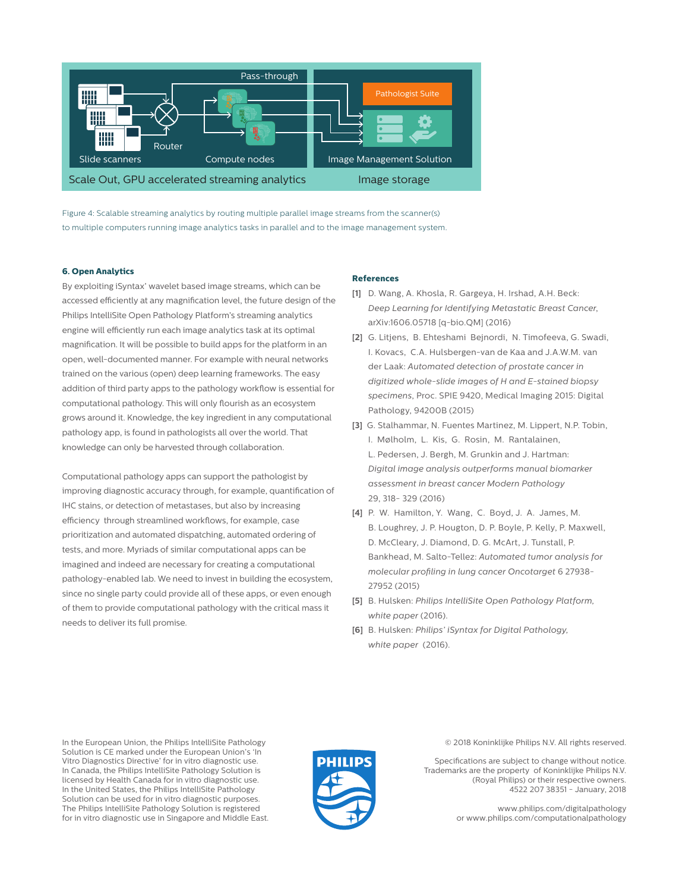Pass-through

Pathologist Suite

Slide scanners

Router

Compute nodes

Image Management Solution

Scale Out, GPU accelerated streaming analytics

Image storage

Figure 4: Scalable streaming analytics by routing multiple parallel image streams from the scanner(s) to multiple computers running image analytics tasks in parallel and to the image management system.

### 6. Open Analytics

By exploiting iSyntax' wavelet based image streams, which can be accessed efficiently at any magnification level, the future design of the Philips IntelliSite Open Pathology Platform's streaming analytics engine will efficiently run each image analytics task at its optimal magnification. It will be possible to build apps for the platform in an open, well-documented manner. For example with neural networks trained on the various (open) deep learning frameworks. The easy addition of third party apps to the pathology workflow is essential for computational pathology. This will only flourish as an ecosystem grows around it. Knowledge, the key ingredient in any computational pathology app, is found in pathologists all over the world. That knowledge can only be harvested through collaboration.

Computational pathology apps can support the pathologist by improving diagnostic accuracy through, for example, quantification of IHC stains, or detection of metastases, but also by increasing efficiency through streamlined workflows, for example, case prioritization and automated dispatching, automated ordering of tests, and more. Myriads of similar computational apps can be imagined and indeed are necessary for creating a computational pathology-enabled lab. We need to invest in building the ecosystem, since no single party could provide all of these apps, or even enough of them to provide computational pathology with the critical mass it needs to deliver its full promise.

### References

[1] D. Wang, A. Khosla, R. Gargeya, H. Irshad, A.H. Beck: *Deep Learning for Identifying Metastatic Breast Cancer*, arXiv:1606.05718 [q-bio.QM] (2016)

[2] G. Litjens, B. Ehteshami Bejnordi, N. Timofeeva, G. Swadi, I. Kovacs, C.A. Hulsbergen-van de Kaa and J.A.W.M. van der Laak: *Automated detection of prostate cancer in digitized whole-slide images of H and E-stained biopsy specimens*, Proc. SPIE 9420, Medical Imaging 2015: Digital Pathology, 94200B (2015)

[3] G. Stalhammar, N. Fuentes Martinez, M. Lippert, N.P. Tobin, I. Mølholm, L. Kis, G. Rosin, M. Rantalainen, L. Pedersen, J. Bergh, M. Grunkin and J. Hartman: *Digital image analysis outperforms manual biomarker assessment in breast cancer Modern Pathology* 29, 318- 329 (2016)

[4] P. W. Hamilton, Y. Wang, C. Boyd, J. A. James, M. B. Loughrey, J. P. Hougton, D. P. Boyle, P. Kelly, P. Maxwell, D. McCleary, J. Diamond, D. G. McArt, J. Tunstall, P. Bankhead, M. Salto-Tellez: *Automated tumor analysis for molecular profiling in lung cancer Oncotarget* 6 27938-27952 (2015)

[5] B. Hulsken: *Philips IntelliSite Open Pathology Platform, white paper* (2016).

[6] B. Hulsken: *Philips' iSyntax for Digital Pathology, white paper* (2016).

In the European Union, the Philips IntelliSite Pathology Solution is CE marked under the European Union's 'In Vitro Diagnostics Directive' for in vitro diagnostic use. In Canada, the Philips IntelliSite Pathology Solution is licensed by Health Canada for in vitro diagnostic use. In the United States, the Philips IntelliSite Pathology Solution can be used for in vitro diagnostic purposes. The Philips IntelliSite Pathology Solution is registered for in vitro diagnostic use in Singapore and Middle East.

PHILIPS

© 2018 Koninklijke Philips N.V. All rights reserved.

Specifications are subject to change without notice. Trademarks are the property of Koninklijke Philips N.V. (Royal Philips) or their respective owners.
4522 207 38351 - January, 2018

www.philips.com/digitalpathology
or www.philips.com/computationalpathology